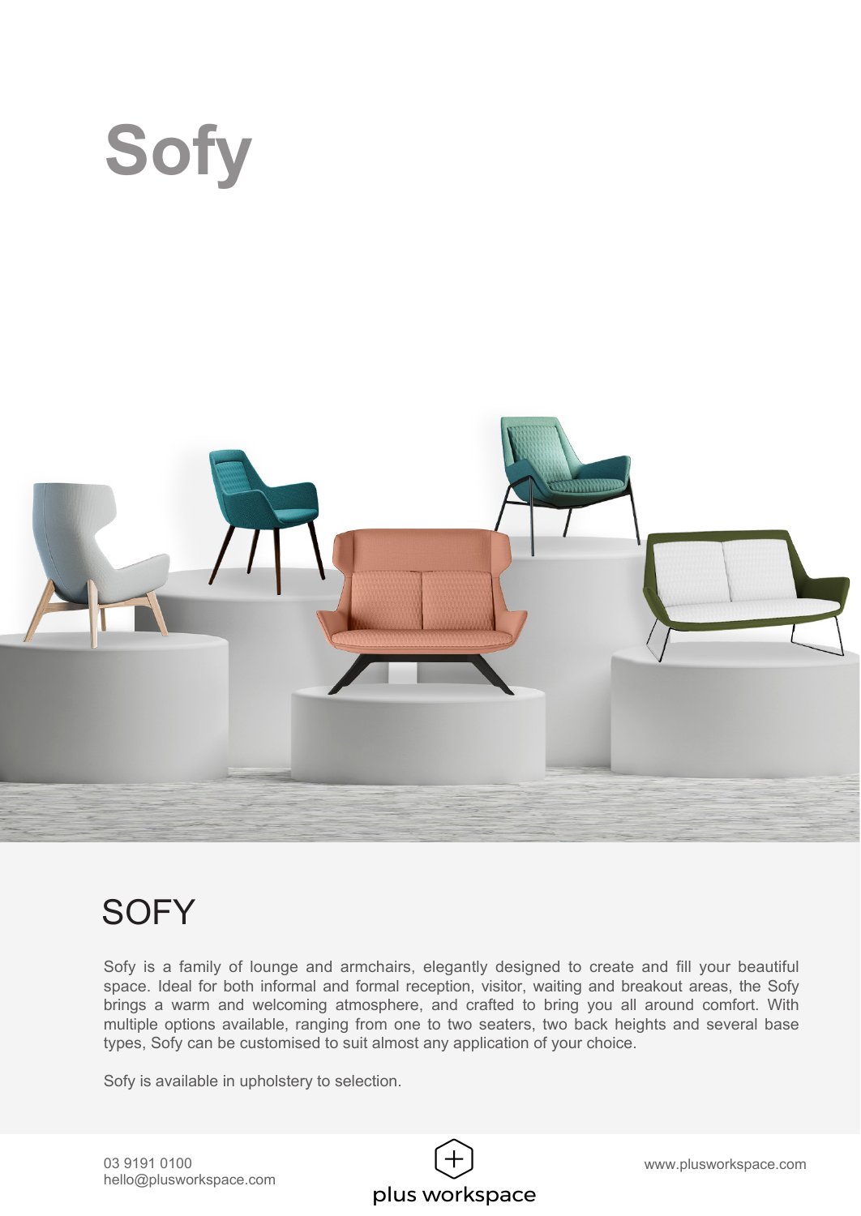# Sofy

## SOFY

Sofy is a family of lounge and armchairs, elegantly designed to create and fill your beautiful space. Ideal for both informal and formal reception, visitor, waiting and breakout areas, the Sofy brings a warm and welcoming atmosphere, and crafted to bring you all around comfort. With multiple options available, ranging from one to two seaters, two back heights and several base types, Sofy can be customised to suit almost any application of your choice.

Sofy is available in upholstery to selection.

03 9191 0100
hello@plusworkspace.com

plus workspace

www.plusworkspace.com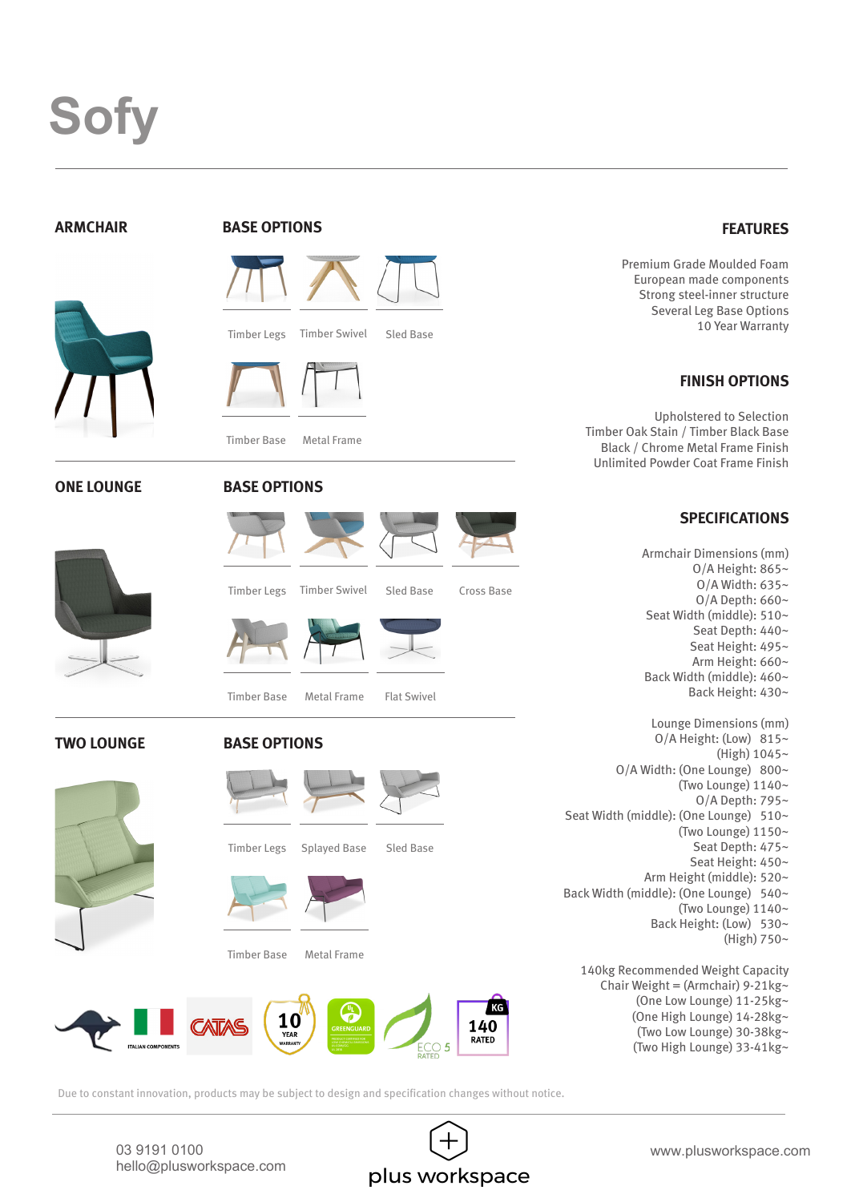# Sofy

## ARMCHAIR

### BASE OPTIONS

Timber Legs
Timber Swivel
Sled Base
Timber Base
Metal Frame

## ONE LOUNGE

### BASE OPTIONS

Timber Legs
Timber Swivel
Sled Base
Cross Base
Timber Base
Metal Frame
Flat Swivel

## TWO LOUNGE

### BASE OPTIONS

Timber Legs
Splayed Base
Sled Base
Timber Base
Metal Frame

## FEATURES

Premium Grade Moulded Foam
European made components
Strong steel-inner structure
Several Leg Base Options
10 Year Warranty

## FINISH OPTIONS

Upholstered to Selection
Timber Oak Stain / Timber Black Base
Black / Chrome Metal Frame Finish
Unlimited Powder Coat Frame Finish

## SPECIFICATIONS

Armchair Dimensions (mm)
O/A Height: 865~
O/A Width: 635~
O/A Depth: 660~
Seat Width (middle): 510~
Seat Depth: 440~
Seat Height: 495~
Arm Height: 660~
Back Width (middle): 460~
Back Height: 430~

Lounge Dimensions (mm)
O/A Height: (Low) 815~
(High) 1045~
O/A Width: (One Lounge) 800~
(Two Lounge) 1140~
O/A Depth: 795~
Seat Width (middle): (One Lounge) 510~
(Two Lounge) 1150~
Seat Depth: 475~
Seat Height: 450~
Arm Height (middle): 520~
Back Width (middle): (One Lounge) 540~
(Two Lounge) 1140~
Back Height: (Low) 530~
(High) 750~

140kg Recommended Weight Capacity
Chair Weight = (Armchair) 9-21kg~
(One Low Lounge) 11-25kg~
(One High Lounge) 14-28kg~
(Two Low Lounge) 30-38kg~
(Two High Lounge) 33-41kg~

ITALIAN COMPONENTS
CATAS
10 YEAR WARRANTY
GREENGUARD
ECO 5 RATED
KG 140 RATED

Due to constant innovation, products may be subject to design and specification changes without notice.

03 9191 0100
hello@plusworkspace.com

plus workspace

www.plusworkspace.com